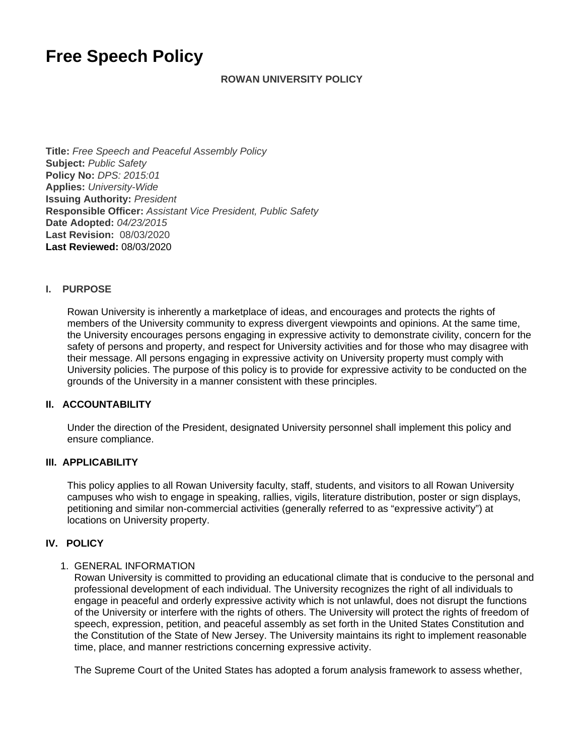# Free Speech Policy

**ROWAN UNIVERSITY POLICY**

**Title:** *Free Speech and Peaceful Assembly Policy*
**Subject:** *Public Safety*
**Policy No:** *DPS: 2015:01*
**Applies:** *University-Wide*
**Issuing Authority:** *President*
**Responsible Officer:** *Assistant Vice President, Public Safety*
**Date Adopted:** *04/23/2015*
**Last Revision:** 08/03/2020
**Last Reviewed:** 08/03/2020

## I. PURPOSE

Rowan University is inherently a marketplace of ideas, and encourages and protects the rights of members of the University community to express divergent viewpoints and opinions. At the same time, the University encourages persons engaging in expressive activity to demonstrate civility, concern for the safety of persons and property, and respect for University activities and for those who may disagree with their message. All persons engaging in expressive activity on University property must comply with University policies. The purpose of this policy is to provide for expressive activity to be conducted on the grounds of the University in a manner consistent with these principles.

## II. ACCOUNTABILITY

Under the direction of the President, designated University personnel shall implement this policy and ensure compliance.

## III. APPLICABILITY

This policy applies to all Rowan University faculty, staff, students, and visitors to all Rowan University campuses who wish to engage in speaking, rallies, vigils, literature distribution, poster or sign displays, petitioning and similar non-commercial activities (generally referred to as "expressive activity") at locations on University property.

## IV. POLICY

1. GENERAL INFORMATION
   Rowan University is committed to providing an educational climate that is conducive to the personal and professional development of each individual. The University recognizes the right of all individuals to engage in peaceful and orderly expressive activity which is not unlawful, does not disrupt the functions of the University or interfere with the rights of others. The University will protect the rights of freedom of speech, expression, petition, and peaceful assembly as set forth in the United States Constitution and the Constitution of the State of New Jersey. The University maintains its right to implement reasonable time, place, and manner restrictions concerning expressive activity.

   The Supreme Court of the United States has adopted a forum analysis framework to assess whether,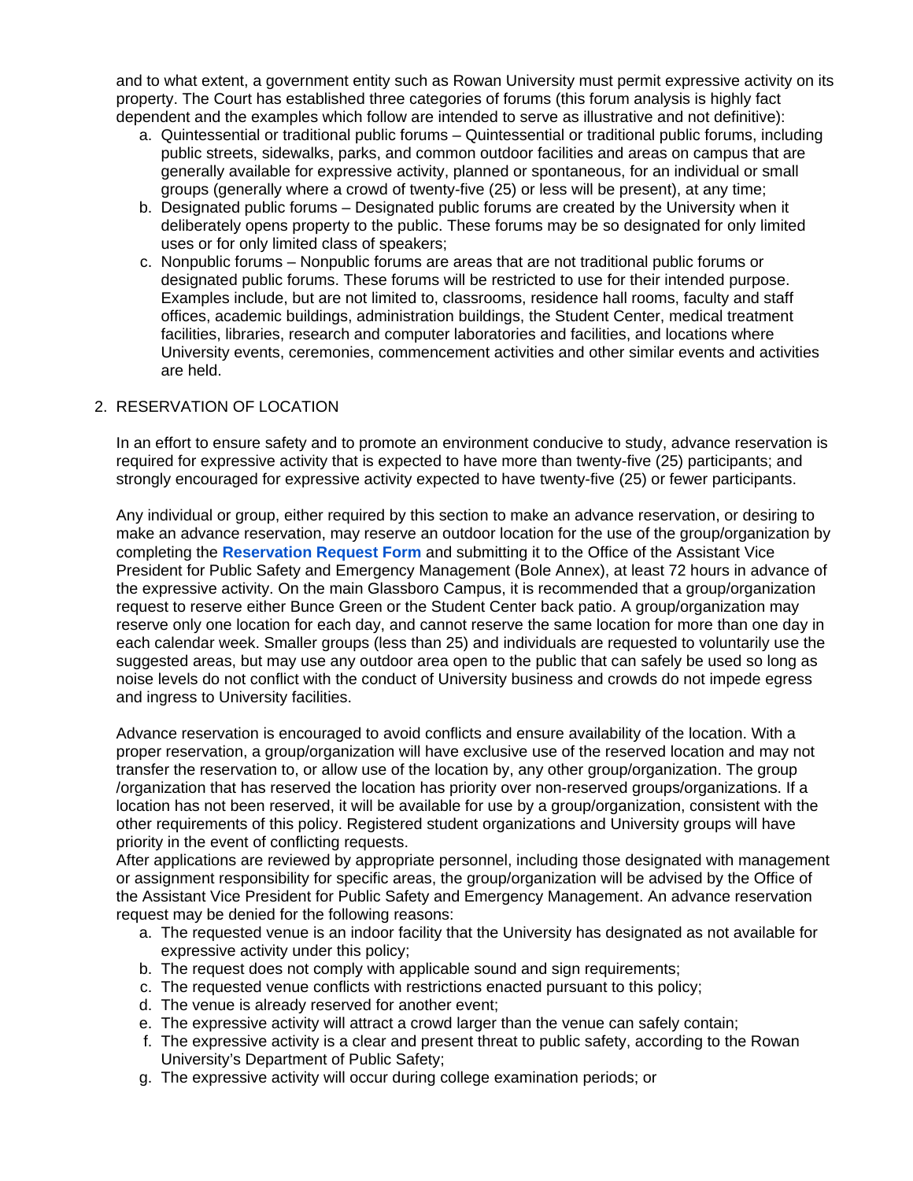and to what extent, a government entity such as Rowan University must permit expressive activity on its property. The Court has established three categories of forums (this forum analysis is highly fact dependent and the examples which follow are intended to serve as illustrative and not definitive):

a. Quintessential or traditional public forums – Quintessential or traditional public forums, including public streets, sidewalks, parks, and common outdoor facilities and areas on campus that are generally available for expressive activity, planned or spontaneous, for an individual or small groups (generally where a crowd of twenty-five (25) or less will be present), at any time;
b. Designated public forums – Designated public forums are created by the University when it deliberately opens property to the public. These forums may be so designated for only limited uses or for only limited class of speakers;
c. Nonpublic forums – Nonpublic forums are areas that are not traditional public forums or designated public forums. These forums will be restricted to use for their intended purpose. Examples include, but are not limited to, classrooms, residence hall rooms, faculty and staff offices, academic buildings, administration buildings, the Student Center, medical treatment facilities, libraries, research and computer laboratories and facilities, and locations where University events, ceremonies, commencement activities and other similar events and activities are held.

2. RESERVATION OF LOCATION

In an effort to ensure safety and to promote an environment conducive to study, advance reservation is required for expressive activity that is expected to have more than twenty-five (25) participants; and strongly encouraged for expressive activity expected to have twenty-five (25) or fewer participants.

Any individual or group, either required by this section to make an advance reservation, or desiring to make an advance reservation, may reserve an outdoor location for the use of the group/organization by completing the **Reservation Request Form** and submitting it to the Office of the Assistant Vice President for Public Safety and Emergency Management (Bole Annex), at least 72 hours in advance of the expressive activity. On the main Glassboro Campus, it is recommended that a group/organization request to reserve either Bunce Green or the Student Center back patio. A group/organization may reserve only one location for each day, and cannot reserve the same location for more than one day in each calendar week. Smaller groups (less than 25) and individuals are requested to voluntarily use the suggested areas, but may use any outdoor area open to the public that can safely be used so long as noise levels do not conflict with the conduct of University business and crowds do not impede egress and ingress to University facilities.

Advance reservation is encouraged to avoid conflicts and ensure availability of the location. With a proper reservation, a group/organization will have exclusive use of the reserved location and may not transfer the reservation to, or allow use of the location by, any other group/organization. The group /organization that has reserved the location has priority over non-reserved groups/organizations. If a location has not been reserved, it will be available for use by a group/organization, consistent with the other requirements of this policy. Registered student organizations and University groups will have priority in the event of conflicting requests.
After applications are reviewed by appropriate personnel, including those designated with management or assignment responsibility for specific areas, the group/organization will be advised by the Office of the Assistant Vice President for Public Safety and Emergency Management. An advance reservation request may be denied for the following reasons:

a. The requested venue is an indoor facility that the University has designated as not available for expressive activity under this policy;
b. The request does not comply with applicable sound and sign requirements;
c. The requested venue conflicts with restrictions enacted pursuant to this policy;
d. The venue is already reserved for another event;
e. The expressive activity will attract a crowd larger than the venue can safely contain;
f. The expressive activity is a clear and present threat to public safety, according to the Rowan University's Department of Public Safety;
g. The expressive activity will occur during college examination periods; or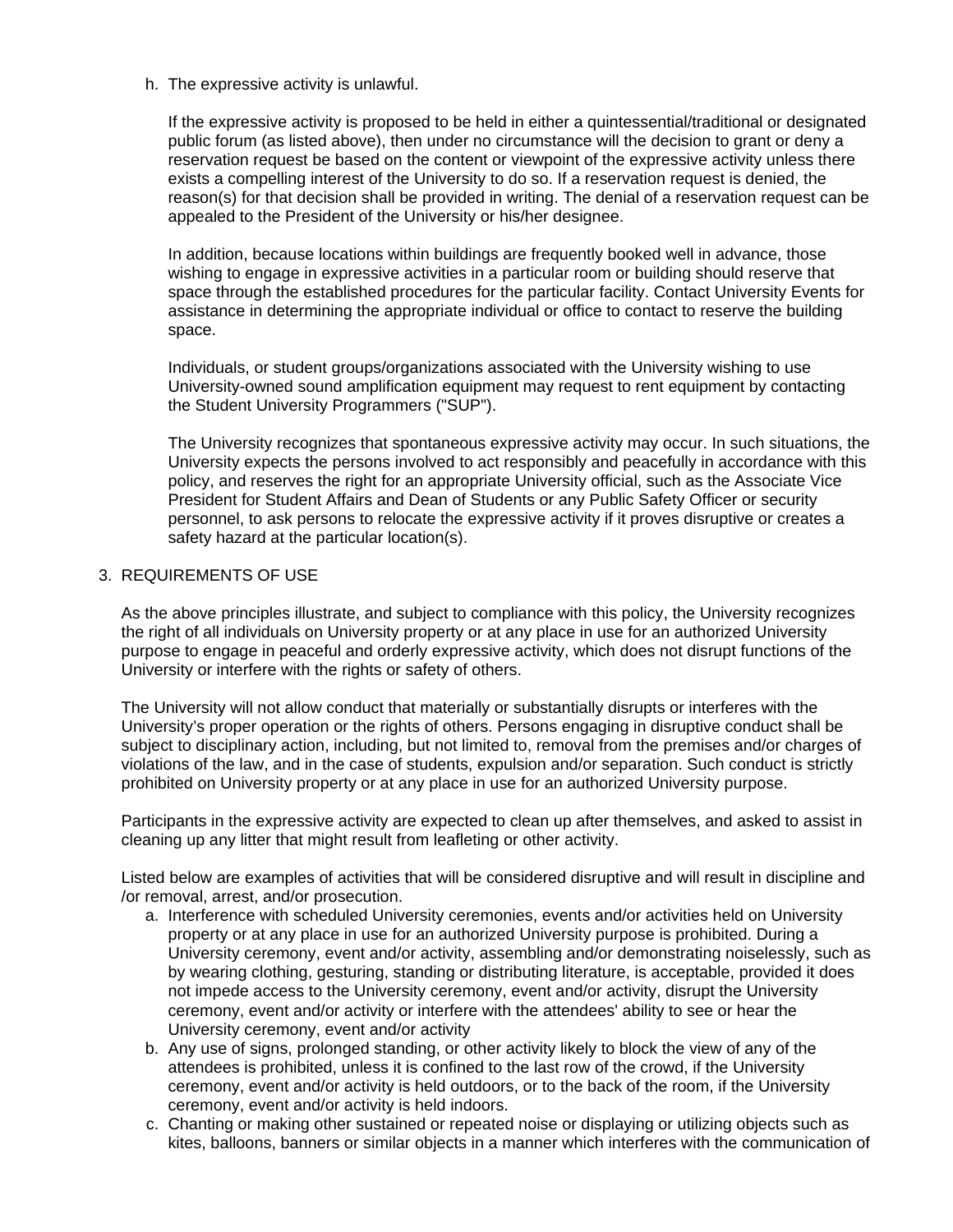h. The expressive activity is unlawful.

   If the expressive activity is proposed to be held in either a quintessential/traditional or designated public forum (as listed above), then under no circumstance will the decision to grant or deny a reservation request be based on the content or viewpoint of the expressive activity unless there exists a compelling interest of the University to do so. If a reservation request is denied, the reason(s) for that decision shall be provided in writing. The denial of a reservation request can be appealed to the President of the University or his/her designee.

   In addition, because locations within buildings are frequently booked well in advance, those wishing to engage in expressive activities in a particular room or building should reserve that space through the established procedures for the particular facility. Contact University Events for assistance in determining the appropriate individual or office to contact to reserve the building space.

   Individuals, or student groups/organizations associated with the University wishing to use University-owned sound amplification equipment may request to rent equipment by contacting the Student University Programmers ("SUP").

   The University recognizes that spontaneous expressive activity may occur. In such situations, the University expects the persons involved to act responsibly and peacefully in accordance with this policy, and reserves the right for an appropriate University official, such as the Associate Vice President for Student Affairs and Dean of Students or any Public Safety Officer or security personnel, to ask persons to relocate the expressive activity if it proves disruptive or creates a safety hazard at the particular location(s).

3. REQUIREMENTS OF USE

   As the above principles illustrate, and subject to compliance with this policy, the University recognizes the right of all individuals on University property or at any place in use for an authorized University purpose to engage in peaceful and orderly expressive activity, which does not disrupt functions of the University or interfere with the rights or safety of others.

   The University will not allow conduct that materially or substantially disrupts or interferes with the University's proper operation or the rights of others. Persons engaging in disruptive conduct shall be subject to disciplinary action, including, but not limited to, removal from the premises and/or charges of violations of the law, and in the case of students, expulsion and/or separation. Such conduct is strictly prohibited on University property or at any place in use for an authorized University purpose.

   Participants in the expressive activity are expected to clean up after themselves, and asked to assist in cleaning up any litter that might result from leafleting or other activity.

   Listed below are examples of activities that will be considered disruptive and will result in discipline and /or removal, arrest, and/or prosecution.

   a. Interference with scheduled University ceremonies, events and/or activities held on University property or at any place in use for an authorized University purpose is prohibited. During a University ceremony, event and/or activity, assembling and/or demonstrating noiselessly, such as by wearing clothing, gesturing, standing or distributing literature, is acceptable, provided it does not impede access to the University ceremony, event and/or activity, disrupt the University ceremony, event and/or activity or interfere with the attendees' ability to see or hear the University ceremony, event and/or activity
   b. Any use of signs, prolonged standing, or other activity likely to block the view of any of the attendees is prohibited, unless it is confined to the last row of the crowd, if the University ceremony, event and/or activity is held outdoors, or to the back of the room, if the University ceremony, event and/or activity is held indoors.
   c. Chanting or making other sustained or repeated noise or displaying or utilizing objects such as kites, balloons, banners or similar objects in a manner which interferes with the communication of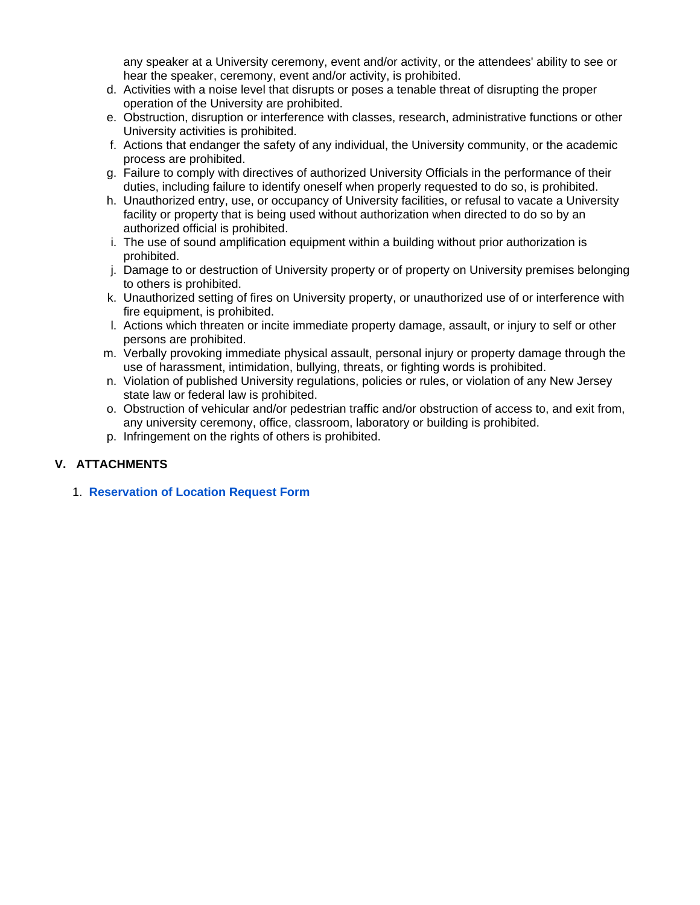any speaker at a University ceremony, event and/or activity, or the attendees' ability to see or hear the speaker, ceremony, event and/or activity, is prohibited.

d. Activities with a noise level that disrupts or poses a tenable threat of disrupting the proper operation of the University are prohibited.
e. Obstruction, disruption or interference with classes, research, administrative functions or other University activities is prohibited.
f. Actions that endanger the safety of any individual, the University community, or the academic process are prohibited.
g. Failure to comply with directives of authorized University Officials in the performance of their duties, including failure to identify oneself when properly requested to do so, is prohibited.
h. Unauthorized entry, use, or occupancy of University facilities, or refusal to vacate a University facility or property that is being used without authorization when directed to do so by an authorized official is prohibited.
i. The use of sound amplification equipment within a building without prior authorization is prohibited.
j. Damage to or destruction of University property or of property on University premises belonging to others is prohibited.
k. Unauthorized setting of fires on University property, or unauthorized use of or interference with fire equipment, is prohibited.
l. Actions which threaten or incite immediate property damage, assault, or injury to self or other persons are prohibited.
m. Verbally provoking immediate physical assault, personal injury or property damage through the use of harassment, intimidation, bullying, threats, or fighting words is prohibited.
n. Violation of published University regulations, policies or rules, or violation of any New Jersey state law or federal law is prohibited.
o. Obstruction of vehicular and/or pedestrian traffic and/or obstruction of access to, and exit from, any university ceremony, office, classroom, laboratory or building is prohibited.
p. Infringement on the rights of others is prohibited.

## V. ATTACHMENTS

1. **Reservation of Location Request Form**